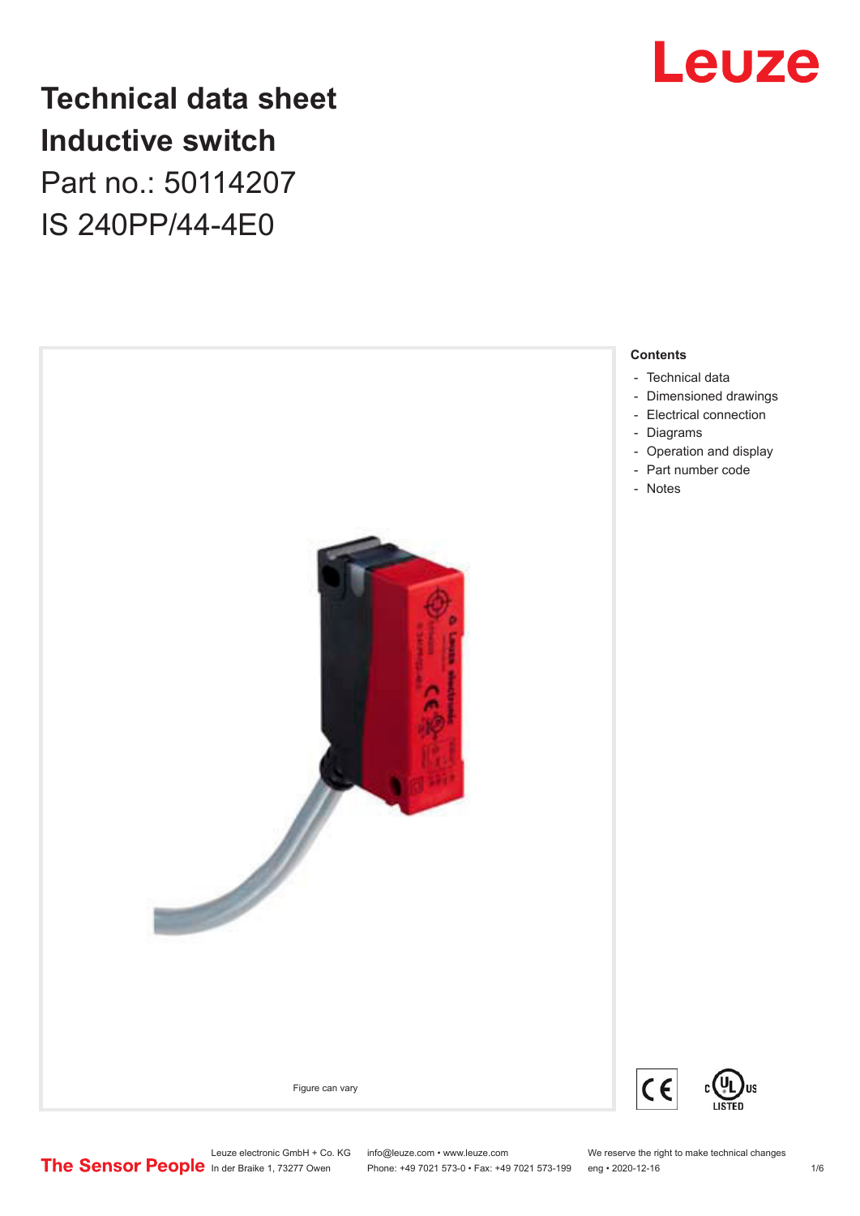# Technical data sheet
# Inductive switch

Part no.: 50114207

IS 240PP/44-4E0

Figure can vary

**Contents**

- Technical data
- Dimensioned drawings
- Electrical connection
- Diagrams
- Operation and display
- Part number code
- Notes

Leuze electronic GmbH + Co. KG
In der Braike 1, 73277 Owen

info@leuze.com • www.leuze.com
Phone: +49 7021 573-0 • Fax: +49 7021 573-199

We reserve the right to make technical changes
eng • 2020-12-16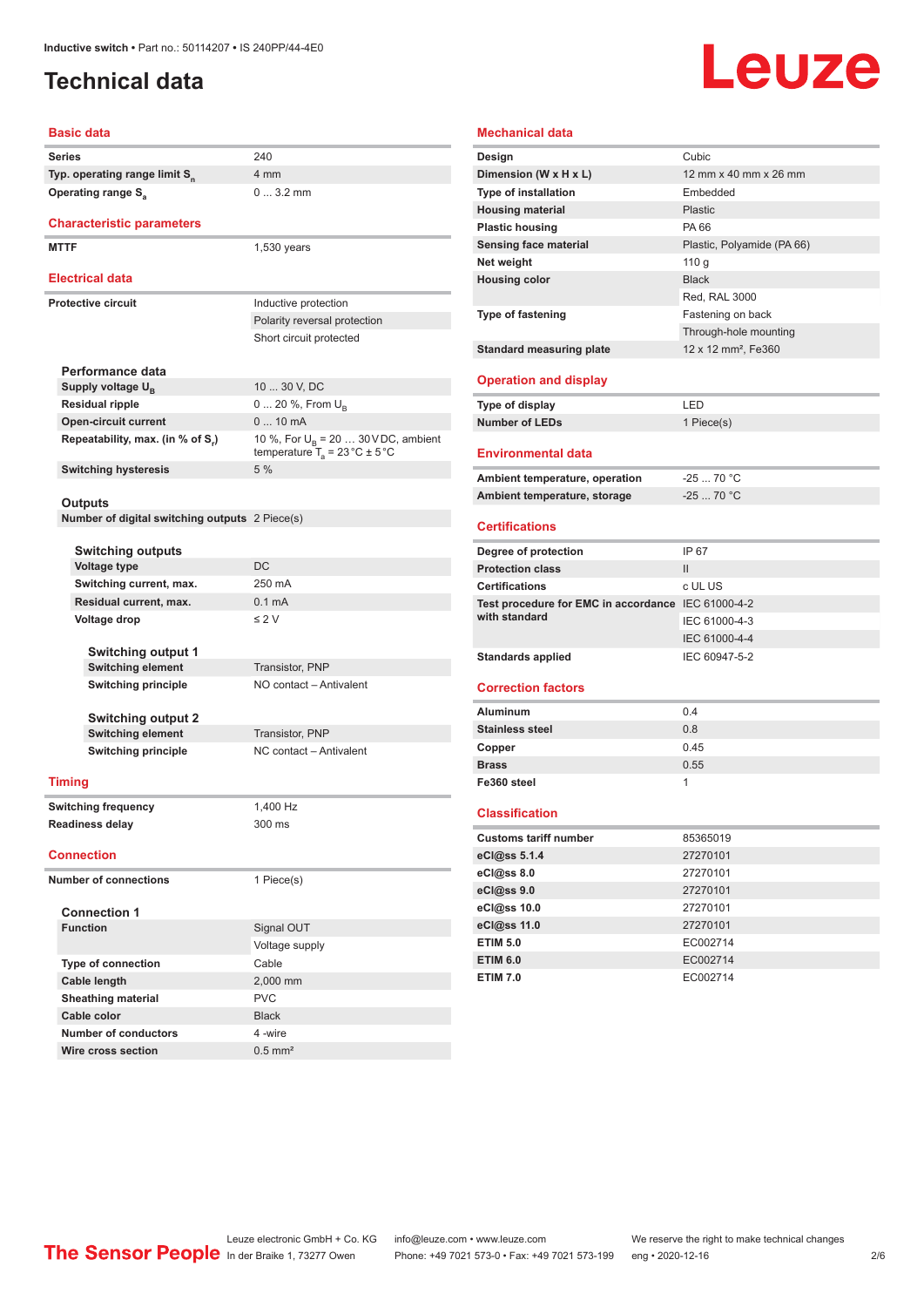# Technical data

## Basic data

| | |
|---|---|
| Series | 240 |
| Typ. operating range limit $S_n$ | 4 mm |
| Operating range $S_a$ | 0 ... 3.2 mm |

## Characteristic parameters

| | |
|---|---|
| MTTF | 1,530 years |

## Electrical data

| | |
|---|---|
| Protective circuit | Inductive protection |
| | Polarity reversal protection |
| | Short circuit protected |

### Performance data

| | |
|---|---|
| Supply voltage $U_B$ | 10 ... 30 V, DC |
| Residual ripple | 0 ... 20 %, From $U_B$ |
| Open-circuit current | 0 ... 10 mA |
| Repeatability, max. (in % of $S_r$) | 10 %, For $U_B$ = 20 … 30 V DC, ambient temperature $T_a$ = 23 °C ± 5 °C |
| Switching hysteresis | 5 % |

### Outputs

| | |
|---|---|
| Number of digital switching outputs | 2 Piece(s) |

#### Switching outputs

| | |
|---|---|
| Voltage type | DC |
| Switching current, max. | 250 mA |
| Residual current, max. | 0.1 mA |
| Voltage drop | ≤ 2 V |

##### Switching output 1

| | |
|---|---|
| Switching element | Transistor, PNP |
| Switching principle | NO contact – Antivalent |

##### Switching output 2

| | |
|---|---|
| Switching element | Transistor, PNP |
| Switching principle | NC contact – Antivalent |

## Timing

| | |
|---|---|
| Switching frequency | 1,400 Hz |
| Readiness delay | 300 ms |

## Connection

| | |
|---|---|
| Number of connections | 1 Piece(s) |

### Connection 1

| | |
|---|---|
| Function | Signal OUT |
| | Voltage supply |
| Type of connection | Cable |
| Cable length | 2,000 mm |
| Sheathing material | PVC |
| Cable color | Black |
| Number of conductors | 4 -wire |
| Wire cross section | 0.5 mm² |

## Mechanical data

| | |
|---|---|
| Design | Cubic |
| Dimension (W x H x L) | 12 mm x 40 mm x 26 mm |
| Type of installation | Embedded |
| Housing material | Plastic |
| Plastic housing | PA 66 |
| Sensing face material | Plastic, Polyamide (PA 66) |
| Net weight | 110 g |
| Housing color | Black |
| | Red, RAL 3000 |
| Type of fastening | Fastening on back |
| | Through-hole mounting |
| Standard measuring plate | 12 x 12 mm², Fe360 |

## Operation and display

| | |
|---|---|
| Type of display | LED |
| Number of LEDs | 1 Piece(s) |

## Environmental data

| | |
|---|---|
| Ambient temperature, operation | -25 ... 70 °C |
| Ambient temperature, storage | -25 ... 70 °C |

## Certifications

| | |
|---|---|
| Degree of protection | IP 67 |
| Protection class | II |
| Certifications | c UL US |
| Test procedure for EMC in accordance with standard | IEC 61000-4-2 |
| | IEC 61000-4-3 |
| | IEC 61000-4-4 |
| Standards applied | IEC 60947-5-2 |

## Correction factors

| | |
|---|---|
| Aluminum | 0.4 |
| Stainless steel | 0.8 |
| Copper | 0.45 |
| Brass | 0.55 |
| Fe360 steel | 1 |

## Classification

| | |
|---|---|
| Customs tariff number | 85365019 |
| eCl@ss 5.1.4 | 27270101 |
| eCl@ss 8.0 | 27270101 |
| eCl@ss 9.0 | 27270101 |
| eCl@ss 10.0 | 27270101 |
| eCl@ss 11.0 | 27270101 |
| ETIM 5.0 | EC002714 |
| ETIM 6.0 | EC002714 |
| ETIM 7.0 | EC002714 |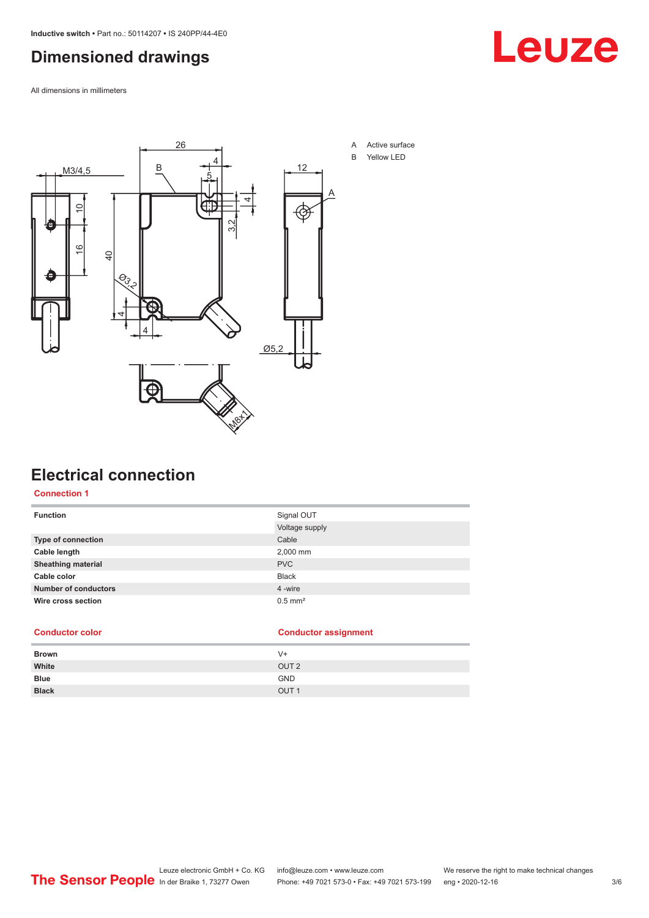## Dimensioned drawings

All dimensions in millimeters

A Active surface
B Yellow LED

## Electrical connection

### Connection 1

| | |
|---|---|
| **Function** | Signal OUT |
| | Voltage supply |
| **Type of connection** | Cable |
| **Cable length** | 2,000 mm |
| **Sheathing material** | PVC |
| **Cable color** | Black |
| **Number of conductors** | 4 -wire |
| **Wire cross section** | 0.5 mm² |

| Conductor color | Conductor assignment |
|---|---|
| **Brown** | V+ |
| **White** | OUT 2 |
| **Blue** | GND |
| **Black** | OUT 1 |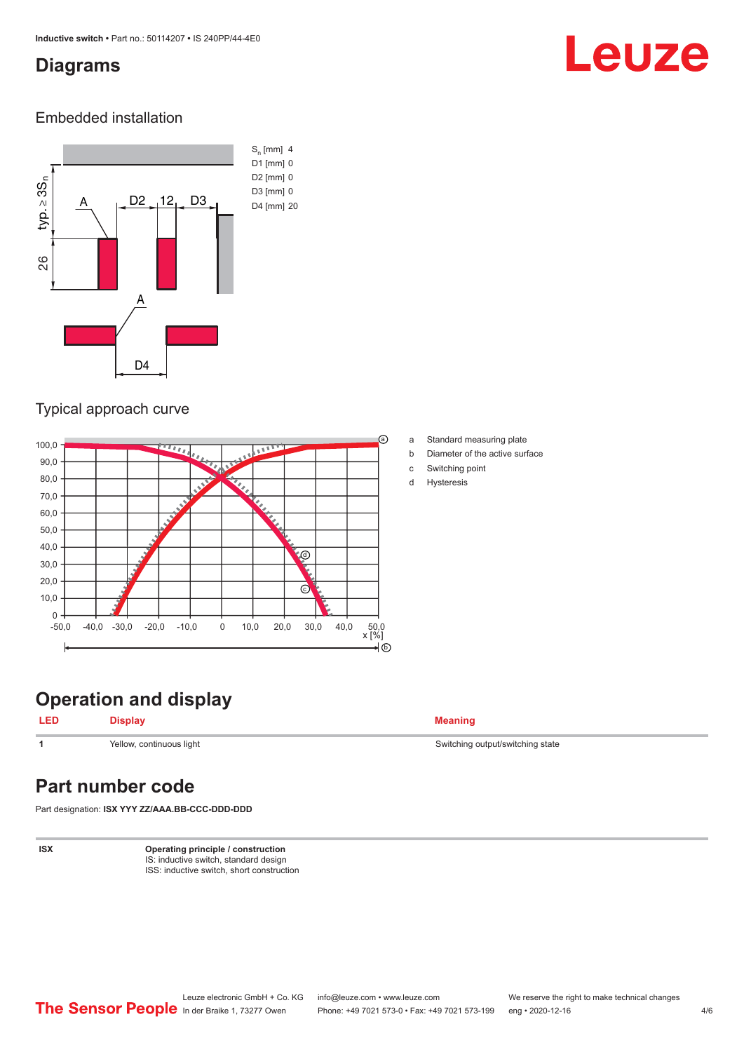## Diagrams

### Embedded installation

$S_n$ [mm] 4
D1 [mm] 0
D2 [mm] 0
D3 [mm] 0
D4 [mm] 20

### Typical approach curve

| | |
|---|---|
| a | Standard measuring plate |
| b | Diameter of the active surface |
| c | Switching point |
| d | Hysteresis |

## Operation and display

| LED | Display | Meaning |
|---|---|---|
| 1 | Yellow, continuous light | Switching output/switching state |

## Part number code

Part designation: **ISX YYY ZZ/AAA.BB-CCC-DDD-DDD**

| | |
|---|---|
| **ISX** | **Operating principle / construction**<br>IS: inductive switch, standard design<br>ISS: inductive switch, short construction |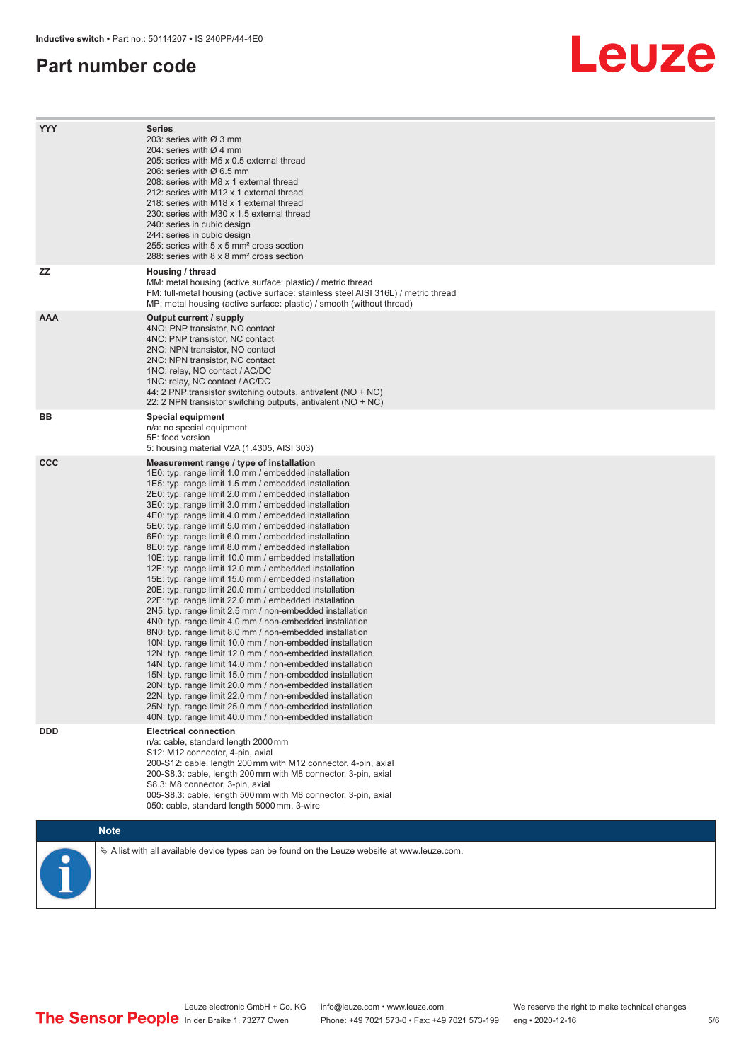## Part number code

| | |
|---|---|
| **YYY** | **Series**<br>203: series with Ø 3 mm<br>204: series with Ø 4 mm<br>205: series with M5 x 0.5 external thread<br>206: series with Ø 6.5 mm<br>208: series with M8 x 1 external thread<br>212: series with M12 x 1 external thread<br>218: series with M18 x 1 external thread<br>230: series with M30 x 1.5 external thread<br>240: series in cubic design<br>244: series in cubic design<br>255: series with 5 x 5 mm² cross section<br>288: series with 8 x 8 mm² cross section |
| **ZZ** | **Housing / thread**<br>MM: metal housing (active surface: plastic) / metric thread<br>FM: full-metal housing (active surface: stainless steel AISI 316L) / metric thread<br>MP: metal housing (active surface: plastic) / smooth (without thread) |
| **AAA** | **Output current / supply**<br>4NO: PNP transistor, NO contact<br>4NC: PNP transistor, NC contact<br>2NO: NPN transistor, NO contact<br>2NC: NPN transistor, NC contact<br>1NO: relay, NO contact / AC/DC<br>1NC: relay, NC contact / AC/DC<br>44: 2 PNP transistor switching outputs, antivalent (NO + NC)<br>22: 2 NPN transistor switching outputs, antivalent (NO + NC) |
| **BB** | **Special equipment**<br>n/a: no special equipment<br>5F: food version<br>5: housing material V2A (1.4305, AISI 303) |
| **CCC** | **Measurement range / type of installation**<br>1E0: typ. range limit 1.0 mm / embedded installation<br>1E5: typ. range limit 1.5 mm / embedded installation<br>2E0: typ. range limit 2.0 mm / embedded installation<br>3E0: typ. range limit 3.0 mm / embedded installation<br>4E0: typ. range limit 4.0 mm / embedded installation<br>5E0: typ. range limit 5.0 mm / embedded installation<br>6E0: typ. range limit 6.0 mm / embedded installation<br>8E0: typ. range limit 8.0 mm / embedded installation<br>10E: typ. range limit 10.0 mm / embedded installation<br>12E: typ. range limit 12.0 mm / embedded installation<br>15E: typ. range limit 15.0 mm / embedded installation<br>20E: typ. range limit 20.0 mm / embedded installation<br>22E: typ. range limit 22.0 mm / embedded installation<br>2N5: typ. range limit 2.5 mm / non-embedded installation<br>4N0: typ. range limit 4.0 mm / non-embedded installation<br>8N0: typ. range limit 8.0 mm / non-embedded installation<br>10N: typ. range limit 10.0 mm / non-embedded installation<br>12N: typ. range limit 12.0 mm / non-embedded installation<br>14N: typ. range limit 14.0 mm / non-embedded installation<br>15N: typ. range limit 15.0 mm / non-embedded installation<br>20N: typ. range limit 20.0 mm / non-embedded installation<br>22N: typ. range limit 22.0 mm / non-embedded installation<br>25N: typ. range limit 25.0 mm / non-embedded installation<br>40N: typ. range limit 40.0 mm / non-embedded installation |
| **DDD** | **Electrical connection**<br>n/a: cable, standard length 2000 mm<br>S12: M12 connector, 4-pin, axial<br>200-S12: cable, length 200 mm with M12 connector, 4-pin, axial<br>200-S8.3: cable, length 200 mm with M8 connector, 3-pin, axial<br>S8.3: M8 connector, 3-pin, axial<br>005-S8.3: cable, length 500 mm with M8 connector, 3-pin, axial<br>050: cable, standard length 5000 mm, 3-wire |

**Note**

↳ A list with all available device types can be found on the Leuze website at www.leuze.com.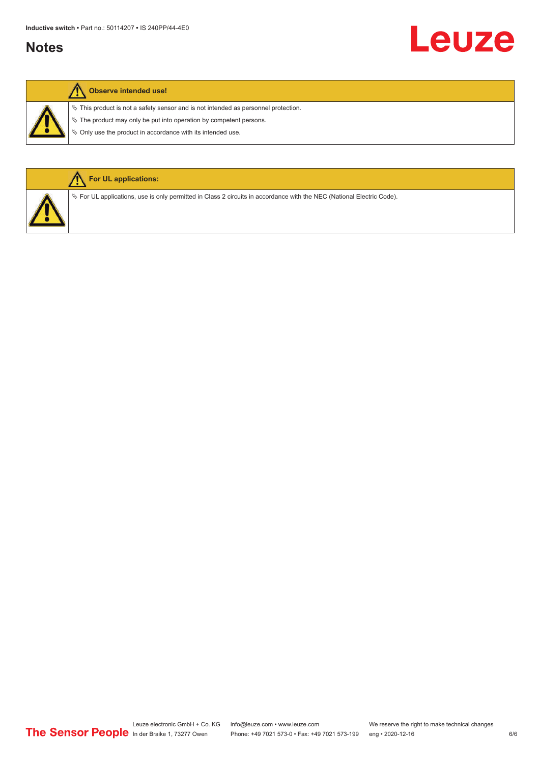## Notes

**Observe intended use!**

- This product is not a safety sensor and is not intended as personnel protection.
- The product may only be put into operation by competent persons.
- Only use the product in accordance with its intended use.

**For UL applications:**

- For UL applications, use is only permitted in Class 2 circuits in accordance with the NEC (National Electric Code).